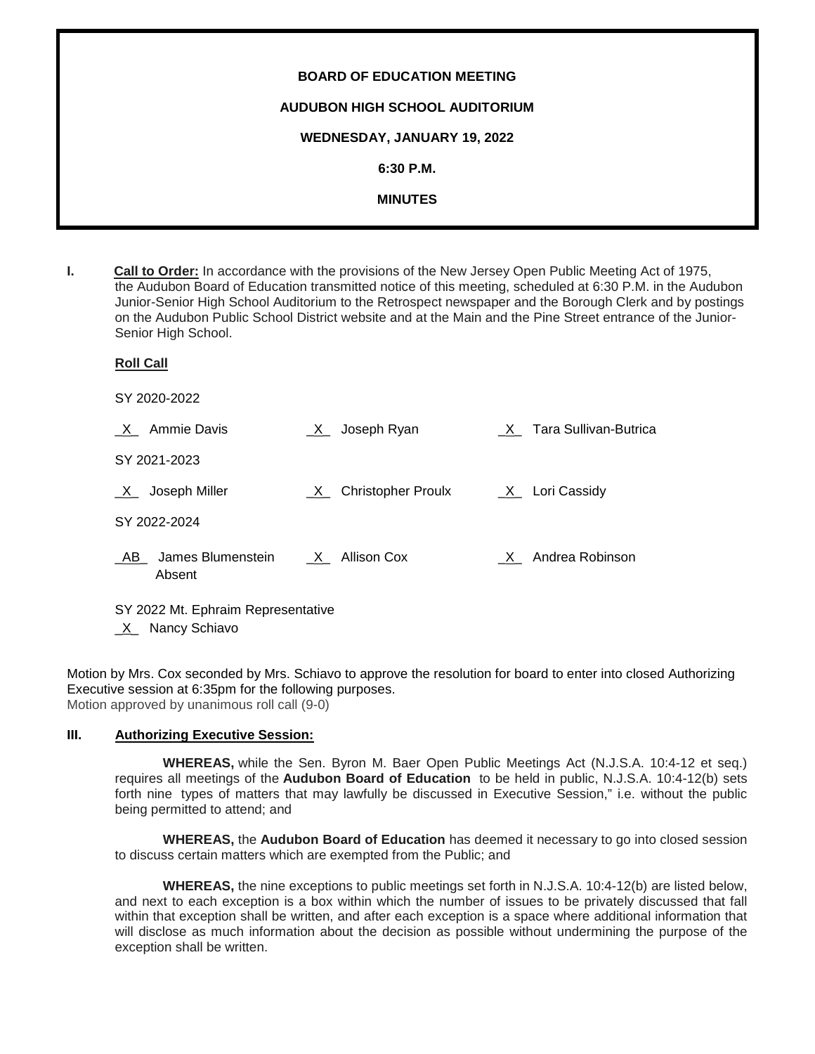**BOARD OF EDUCATION MEETING**

**AUDUBON HIGH SCHOOL AUDITORIUM**

**WEDNESDAY, JANUARY 19, 2022**

**6:30 P.M.**

**MINUTES**

**I.** **Call to Order:** In accordance with the provisions of the New Jersey Open Public Meeting Act of 1975, the Audubon Board of Education transmitted notice of this meeting, scheduled at 6:30 P.M. in the Audubon Junior-Senior High School Auditorium to the Retrospect newspaper and the Borough Clerk and by postings on the Audubon Public School District website and at the Main and the Pine Street entrance of the Junior-Senior High School.

**Roll Call**

SY 2020-2022

_X_ Ammie Davis _X_ Joseph Ryan _X_ Tara Sullivan-Butrica

SY 2021-2023

_X_ Joseph Miller _X_ Christopher Proulx _X_ Lori Cassidy

SY 2022-2024

_AB_ James Blumenstein Absent _X_ Allison Cox _X_ Andrea Robinson

SY 2022 Mt. Ephraim Representative

_X_ Nancy Schiavo

Motion by Mrs. Cox seconded by Mrs. Schiavo to approve the resolution for board to enter into closed Authorizing Executive session at 6:35pm for the following purposes.
Motion approved by unanimous roll call (9-0)

**III.** **Authorizing Executive Session:**

**WHEREAS,** while the Sen. Byron M. Baer Open Public Meetings Act (N.J.S.A. 10:4-12 et seq.) requires all meetings of the **Audubon Board of Education** to be held in public, N.J.S.A. 10:4-12(b) sets forth nine types of matters that may lawfully be discussed in Executive Session," i.e. without the public being permitted to attend; and

**WHEREAS,** the **Audubon Board of Education** has deemed it necessary to go into closed session to discuss certain matters which are exempted from the Public; and

**WHEREAS,** the nine exceptions to public meetings set forth in N.J.S.A. 10:4-12(b) are listed below, and next to each exception is a box within which the number of issues to be privately discussed that fall within that exception shall be written, and after each exception is a space where additional information that will disclose as much information about the decision as possible without undermining the purpose of the exception shall be written.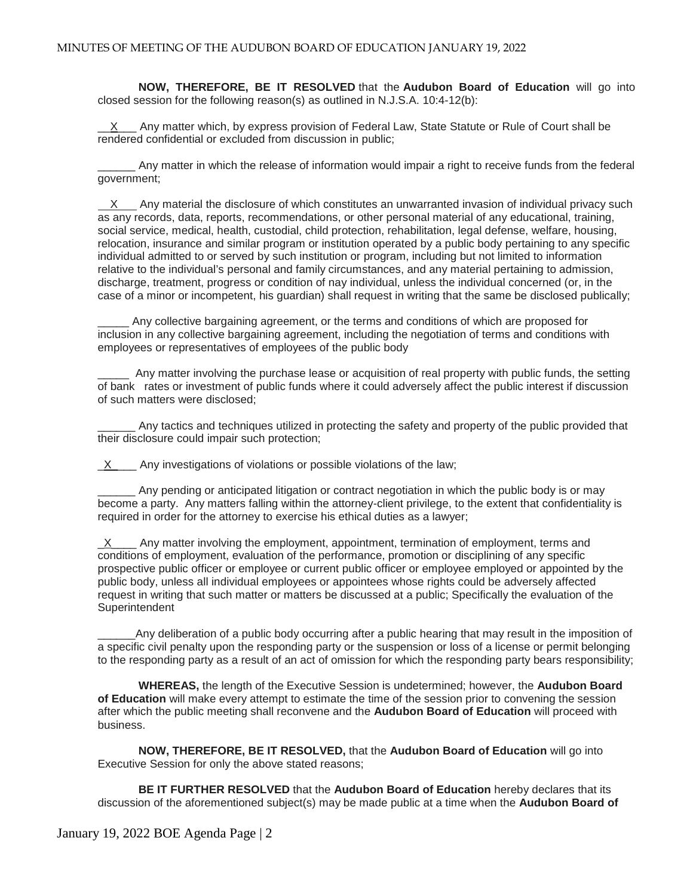**NOW, THEREFORE, BE IT RESOLVED** that the **Audubon Board of Education** will go into closed session for the following reason(s) as outlined in N.J.S.A. 10:4-12(b):

\_\_X\_\_\_ Any matter which, by express provision of Federal Law, State Statute or Rule of Court shall be rendered confidential or excluded from discussion in public;

\_\_\_\_\_\_ Any matter in which the release of information would impair a right to receive funds from the federal government;

\_\_X\_\_\_ Any material the disclosure of which constitutes an unwarranted invasion of individual privacy such as any records, data, reports, recommendations, or other personal material of any educational, training, social service, medical, health, custodial, child protection, rehabilitation, legal defense, welfare, housing, relocation, insurance and similar program or institution operated by a public body pertaining to any specific individual admitted to or served by such institution or program, including but not limited to information relative to the individual's personal and family circumstances, and any material pertaining to admission, discharge, treatment, progress or condition of nay individual, unless the individual concerned (or, in the case of a minor or incompetent, his guardian) shall request in writing that the same be disclosed publically;

\_\_\_\_\_ Any collective bargaining agreement, or the terms and conditions of which are proposed for inclusion in any collective bargaining agreement, including the negotiation of terms and conditions with employees or representatives of employees of the public body

\_\_\_\_\_ Any matter involving the purchase lease or acquisition of real property with public funds, the setting of bank rates or investment of public funds where it could adversely affect the public interest if discussion of such matters were disclosed;

\_\_\_\_\_\_ Any tactics and techniques utilized in protecting the safety and property of the public provided that their disclosure could impair such protection;

\_X\_\_\_\_ Any investigations of violations or possible violations of the law;

\_\_\_\_\_\_ Any pending or anticipated litigation or contract negotiation in which the public body is or may become a party. Any matters falling within the attorney-client privilege, to the extent that confidentiality is required in order for the attorney to exercise his ethical duties as a lawyer;

\_X\_\_\_\_ Any matter involving the employment, appointment, termination of employment, terms and conditions of employment, evaluation of the performance, promotion or disciplining of any specific prospective public officer or employee or current public officer or employee employed or appointed by the public body, unless all individual employees or appointees whose rights could be adversely affected request in writing that such matter or matters be discussed at a public; Specifically the evaluation of the Superintendent

\_\_\_\_\_\_Any deliberation of a public body occurring after a public hearing that may result in the imposition of a specific civil penalty upon the responding party or the suspension or loss of a license or permit belonging to the responding party as a result of an act of omission for which the responding party bears responsibility;

**WHEREAS,** the length of the Executive Session is undetermined; however, the **Audubon Board of Education** will make every attempt to estimate the time of the session prior to convening the session after which the public meeting shall reconvene and the **Audubon Board of Education** will proceed with business.

**NOW, THEREFORE, BE IT RESOLVED,** that the **Audubon Board of Education** will go into Executive Session for only the above stated reasons;

**BE IT FURTHER RESOLVED** that the **Audubon Board of Education** hereby declares that its discussion of the aforementioned subject(s) may be made public at a time when the **Audubon Board of**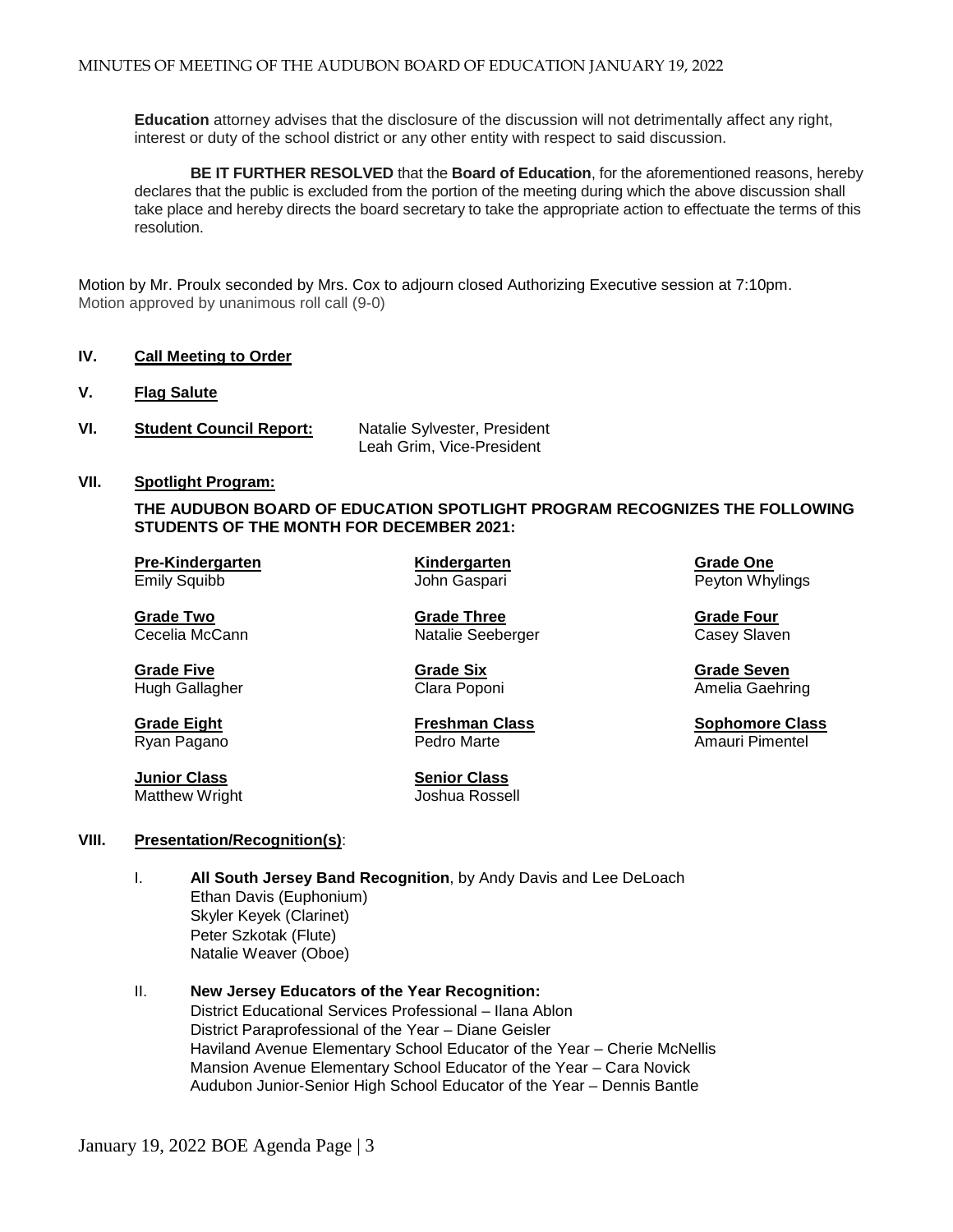**Education** attorney advises that the disclosure of the discussion will not detrimentally affect any right, interest or duty of the school district or any other entity with respect to said discussion.

**BE IT FURTHER RESOLVED** that the **Board of Education**, for the aforementioned reasons, hereby declares that the public is excluded from the portion of the meeting during which the above discussion shall take place and hereby directs the board secretary to take the appropriate action to effectuate the terms of this resolution.

Motion by Mr. Proulx seconded by Mrs. Cox to adjourn closed Authorizing Executive session at 7:10pm.
Motion approved by unanimous roll call (9-0)

## IV. Call Meeting to Order

## V. Flag Salute

## VI. Student Council Report:

Natalie Sylvester, President
Leah Grim, Vice-President

## VII. Spotlight Program:

**THE AUDUBON BOARD OF EDUCATION SPOTLIGHT PROGRAM RECOGNIZES THE FOLLOWING STUDENTS OF THE MONTH FOR DECEMBER 2021:**

| | | |
|---|---|---|
| **Pre-Kindergarten** Emily Squibb | **Kindergarten** John Gaspari | **Grade One** Peyton Whylings |
| **Grade Two** Cecelia McCann | **Grade Three** Natalie Seeberger | **Grade Four** Casey Slaven |
| **Grade Five** Hugh Gallagher | **Grade Six** Clara Poponi | **Grade Seven** Amelia Gaehring |
| **Grade Eight** Ryan Pagano | **Freshman Class** Pedro Marte | **Sophomore Class** Amauri Pimentel |
| **Junior Class** Matthew Wright | **Senior Class** Joshua Rossell | |

## VIII. Presentation/Recognition(s):

I. **All South Jersey Band Recognition**, by Andy Davis and Lee DeLoach
Ethan Davis (Euphonium)
Skyler Keyek (Clarinet)
Peter Szkotak (Flute)
Natalie Weaver (Oboe)

II. **New Jersey Educators of the Year Recognition:**
District Educational Services Professional – Ilana Ablon
District Paraprofessional of the Year – Diane Geisler
Haviland Avenue Elementary School Educator of the Year – Cherie McNellis
Mansion Avenue Elementary School Educator of the Year – Cara Novick
Audubon Junior-Senior High School Educator of the Year – Dennis Bantle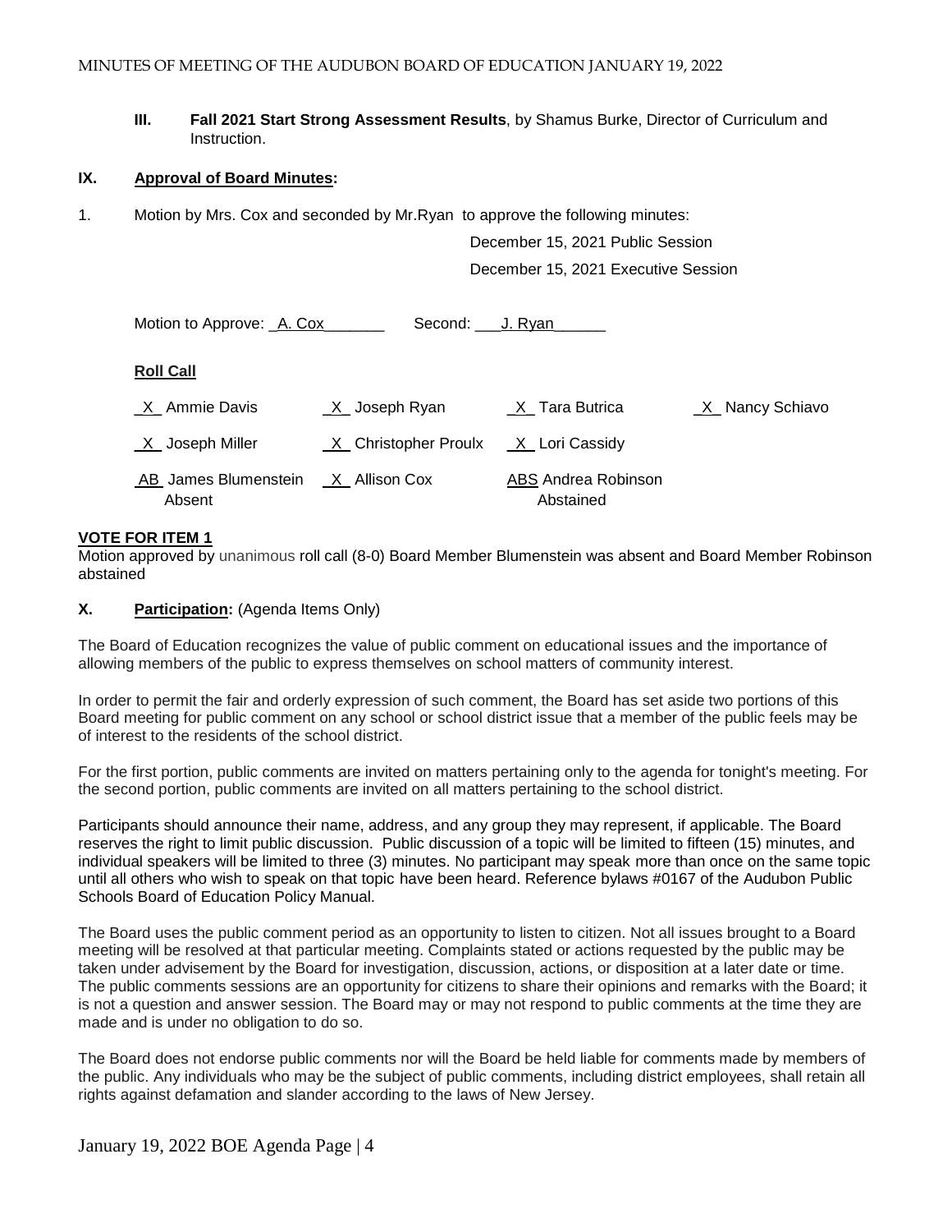**III. Fall 2021 Start Strong Assessment Results**, by Shamus Burke, Director of Curriculum and Instruction.

## IX. Approval of Board Minutes:

1. Motion by Mrs. Cox and seconded by Mr.Ryan to approve the following minutes:

December 15, 2021 Public Session

December 15, 2021 Executive Session

Motion to Approve: _A. Cox_______ Second: ___J. Ryan______

**Roll Call**

| | | | |
|---|---|---|---|
| _X_ Ammie Davis | _X_ Joseph Ryan | _X_ Tara Butrica | _X_ Nancy Schiavo |
| _X_ Joseph Miller | _X_ Christopher Proulx | _X_ Lori Cassidy | |
| AB James Blumenstein Absent | _X_ Allison Cox | ABS Andrea Robinson Abstained | |

**VOTE FOR ITEM 1**

Motion approved by unanimous roll call (8-0) Board Member Blumenstein was absent and Board Member Robinson abstained

## X. Participation: (Agenda Items Only)

The Board of Education recognizes the value of public comment on educational issues and the importance of allowing members of the public to express themselves on school matters of community interest.

In order to permit the fair and orderly expression of such comment, the Board has set aside two portions of this Board meeting for public comment on any school or school district issue that a member of the public feels may be of interest to the residents of the school district.

For the first portion, public comments are invited on matters pertaining only to the agenda for tonight's meeting. For the second portion, public comments are invited on all matters pertaining to the school district.

Participants should announce their name, address, and any group they may represent, if applicable. The Board reserves the right to limit public discussion. Public discussion of a topic will be limited to fifteen (15) minutes, and individual speakers will be limited to three (3) minutes. No participant may speak more than once on the same topic until all others who wish to speak on that topic have been heard. Reference bylaws #0167 of the Audubon Public Schools Board of Education Policy Manual.

The Board uses the public comment period as an opportunity to listen to citizen. Not all issues brought to a Board meeting will be resolved at that particular meeting. Complaints stated or actions requested by the public may be taken under advisement by the Board for investigation, discussion, actions, or disposition at a later date or time. The public comments sessions are an opportunity for citizens to share their opinions and remarks with the Board; it is not a question and answer session. The Board may or may not respond to public comments at the time they are made and is under no obligation to do so.

The Board does not endorse public comments nor will the Board be held liable for comments made by members of the public. Any individuals who may be the subject of public comments, including district employees, shall retain all rights against defamation and slander according to the laws of New Jersey.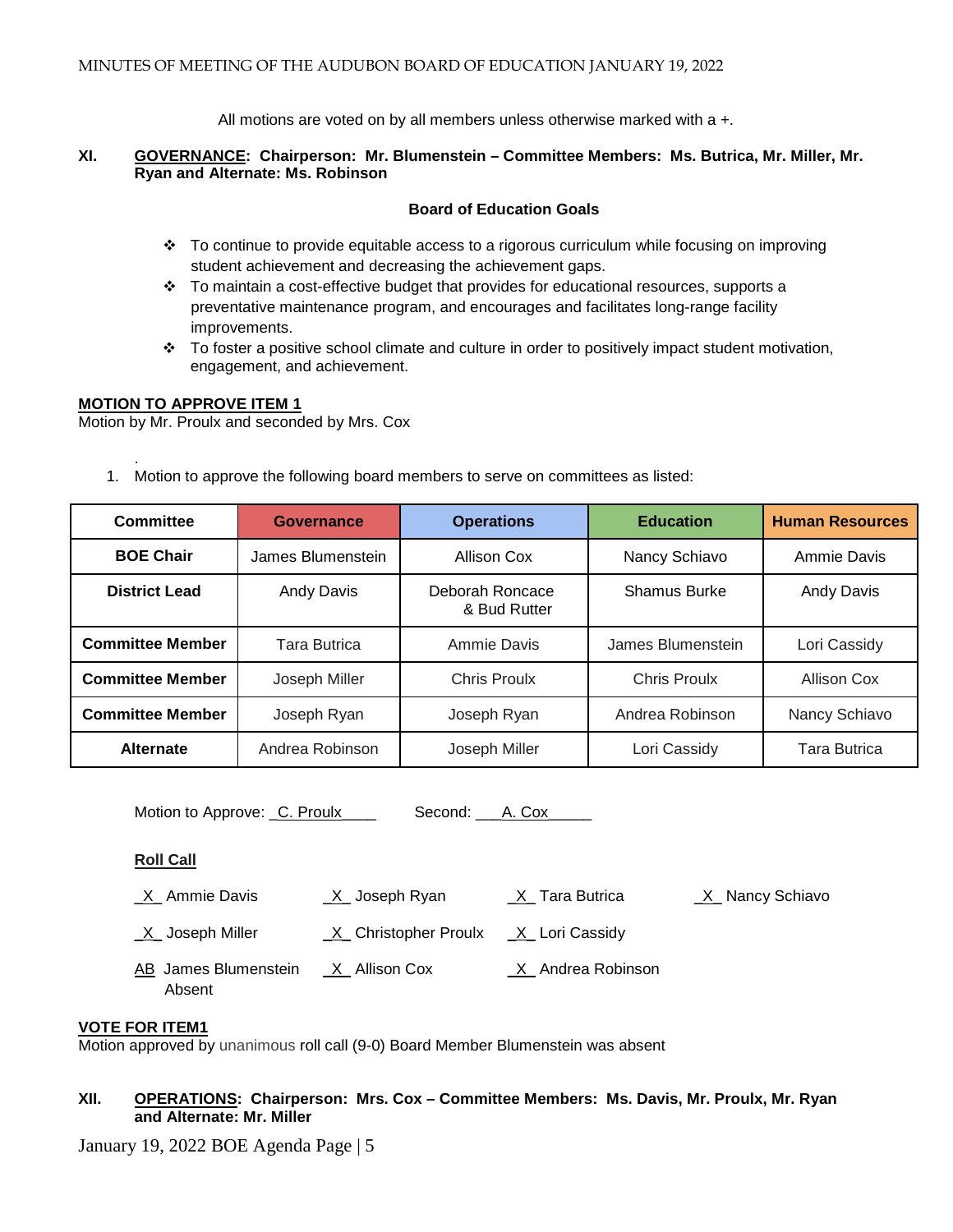All motions are voted on by all members unless otherwise marked with a +.

**XI. GOVERNANCE: Chairperson: Mr. Blumenstein – Committee Members: Ms. Butrica, Mr. Miller, Mr. Ryan and Alternate: Ms. Robinson**

**Board of Education Goals**

- To continue to provide equitable access to a rigorous curriculum while focusing on improving student achievement and decreasing the achievement gaps.
- To maintain a cost-effective budget that provides for educational resources, supports a preventative maintenance program, and encourages and facilitates long-range facility improvements.
- To foster a positive school climate and culture in order to positively impact student motivation, engagement, and achievement.

**MOTION TO APPROVE ITEM 1**

Motion by Mr. Proulx and seconded by Mrs. Cox

.

1. Motion to approve the following board members to serve on committees as listed:

| Committee | Governance | Operations | Education | Human Resources |
|---|---|---|---|---|
| **BOE Chair** | James Blumenstein | Allison Cox | Nancy Schiavo | Ammie Davis |
| **District Lead** | Andy Davis | Deborah Roncace & Bud Rutter | Shamus Burke | Andy Davis |
| **Committee Member** | Tara Butrica | Ammie Davis | James Blumenstein | Lori Cassidy |
| **Committee Member** | Joseph Miller | Chris Proulx | Chris Proulx | Allison Cox |
| **Committee Member** | Joseph Ryan | Joseph Ryan | Andrea Robinson | Nancy Schiavo |
| **Alternate** | Andrea Robinson | Joseph Miller | Lori Cassidy | Tara Butrica |

Motion to Approve: C. Proulx Second: A. Cox

**Roll Call**

_X_ Ammie Davis _X_ Joseph Ryan _X_ Tara Butrica _X_ Nancy Schiavo

_X_ Joseph Miller _X_ Christopher Proulx _X_ Lori Cassidy

AB James Blumenstein Absent _X_ Allison Cox _X_ Andrea Robinson

**VOTE FOR ITEM1**

Motion approved by unanimous roll call (9-0) Board Member Blumenstein was absent

**XII. OPERATIONS: Chairperson: Mrs. Cox – Committee Members: Ms. Davis, Mr. Proulx, Mr. Ryan and Alternate: Mr. Miller**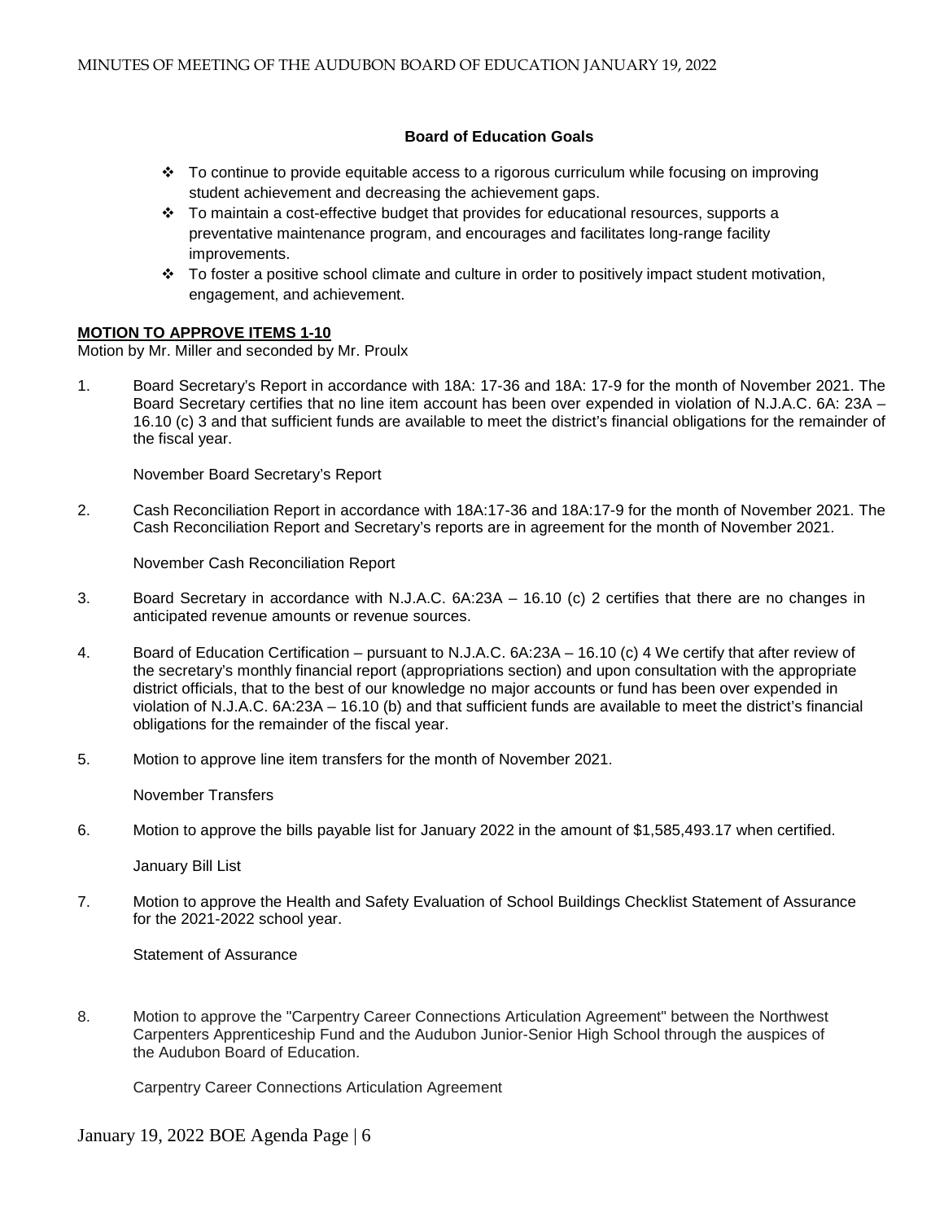### Board of Education Goals

- To continue to provide equitable access to a rigorous curriculum while focusing on improving student achievement and decreasing the achievement gaps.
- To maintain a cost-effective budget that provides for educational resources, supports a preventative maintenance program, and encourages and facilitates long-range facility improvements.
- To foster a positive school climate and culture in order to positively impact student motivation, engagement, and achievement.

**MOTION TO APPROVE ITEMS 1-10**

Motion by Mr. Miller and seconded by Mr. Proulx

1. Board Secretary's Report in accordance with 18A: 17-36 and 18A: 17-9 for the month of November 2021. The Board Secretary certifies that no line item account has been over expended in violation of N.J.A.C. 6A: 23A – 16.10 (c) 3 and that sufficient funds are available to meet the district's financial obligations for the remainder of the fiscal year.

   November Board Secretary's Report

2. Cash Reconciliation Report in accordance with 18A:17-36 and 18A:17-9 for the month of November 2021. The Cash Reconciliation Report and Secretary's reports are in agreement for the month of November 2021.

   November Cash Reconciliation Report

3. Board Secretary in accordance with N.J.A.C. 6A:23A – 16.10 (c) 2 certifies that there are no changes in anticipated revenue amounts or revenue sources.

4. Board of Education Certification – pursuant to N.J.A.C. 6A:23A – 16.10 (c) 4 We certify that after review of the secretary's monthly financial report (appropriations section) and upon consultation with the appropriate district officials, that to the best of our knowledge no major accounts or fund has been over expended in violation of N.J.A.C. 6A:23A – 16.10 (b) and that sufficient funds are available to meet the district's financial obligations for the remainder of the fiscal year.

5. Motion to approve line item transfers for the month of November 2021.

   November Transfers

6. Motion to approve the bills payable list for January 2022 in the amount of $1,585,493.17 when certified.

   January Bill List

7. Motion to approve the Health and Safety Evaluation of School Buildings Checklist Statement of Assurance for the 2021-2022 school year.

   Statement of Assurance

8. Motion to approve the "Carpentry Career Connections Articulation Agreement" between the Northwest Carpenters Apprenticeship Fund and the Audubon Junior-Senior High School through the auspices of the Audubon Board of Education.

   Carpentry Career Connections Articulation Agreement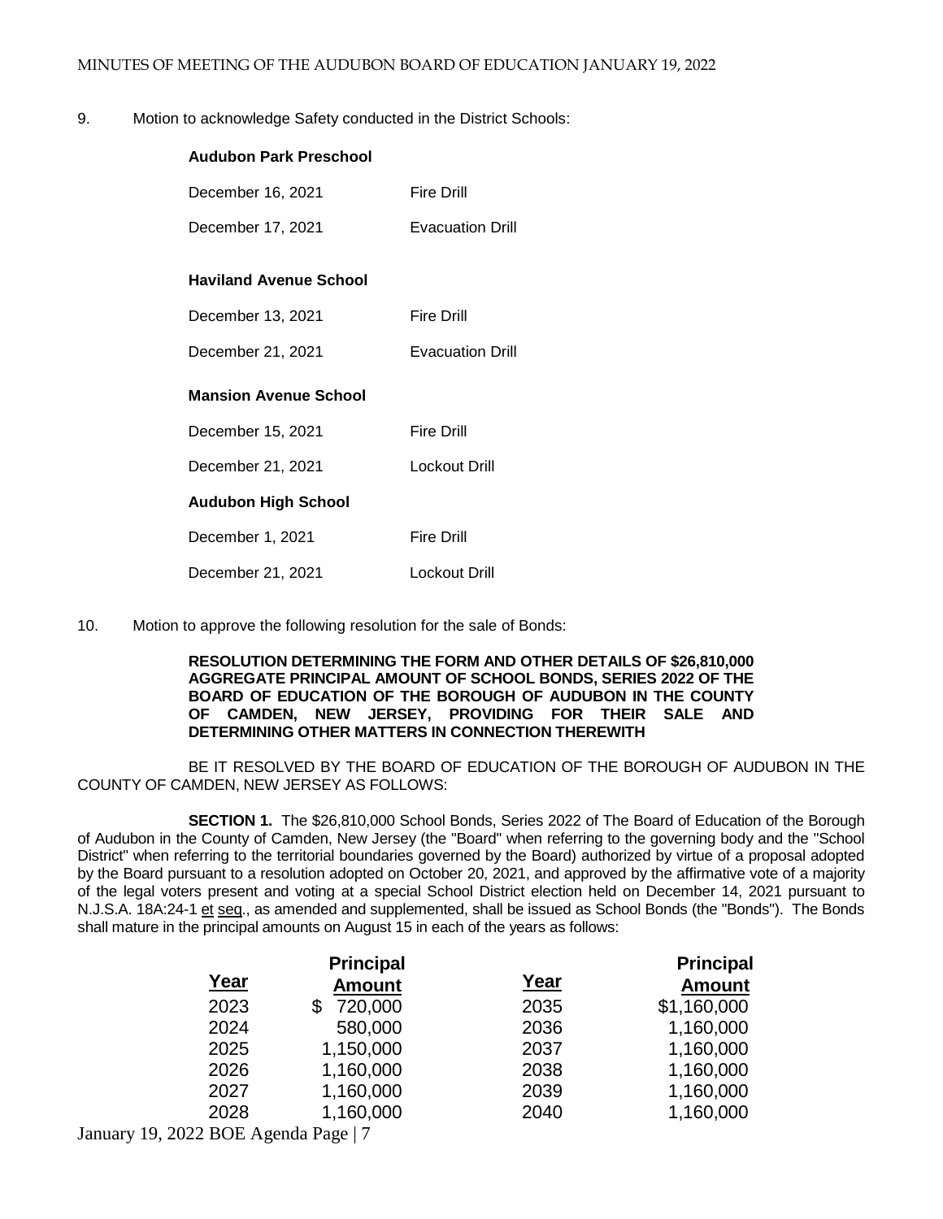9. Motion to acknowledge Safety conducted in the District Schools:

**Audubon Park Preschool**

| | |
|---|---|
| December 16, 2021 | Fire Drill |
| December 17, 2021 | Evacuation Drill |

**Haviland Avenue School**

| | |
|---|---|
| December 13, 2021 | Fire Drill |
| December 21, 2021 | Evacuation Drill |

**Mansion Avenue School**

| | |
|---|---|
| December 15, 2021 | Fire Drill |
| December 21, 2021 | Lockout Drill |

**Audubon High School**

| | |
|---|---|
| December 1, 2021 | Fire Drill |
| December 21, 2021 | Lockout Drill |

10. Motion to approve the following resolution for the sale of Bonds:

**RESOLUTION DETERMINING THE FORM AND OTHER DETAILS OF $26,810,000 AGGREGATE PRINCIPAL AMOUNT OF SCHOOL BONDS, SERIES 2022 OF THE BOARD OF EDUCATION OF THE BOROUGH OF AUDUBON IN THE COUNTY OF CAMDEN, NEW JERSEY, PROVIDING FOR THEIR SALE AND DETERMINING OTHER MATTERS IN CONNECTION THEREWITH**

BE IT RESOLVED BY THE BOARD OF EDUCATION OF THE BOROUGH OF AUDUBON IN THE COUNTY OF CAMDEN, NEW JERSEY AS FOLLOWS:

**SECTION 1.** The $26,810,000 School Bonds, Series 2022 of The Board of Education of the Borough of Audubon in the County of Camden, New Jersey (the "Board" when referring to the governing body and the "School District" when referring to the territorial boundaries governed by the Board) authorized by virtue of a proposal adopted by the Board pursuant to a resolution adopted on October 20, 2021, and approved by the affirmative vote of a majority of the legal voters present and voting at a special School District election held on December 14, 2021 pursuant to N.J.S.A. 18A:24-1 et seq., as amended and supplemented, shall be issued as School Bonds (the "Bonds"). The Bonds shall mature in the principal amounts on August 15 in each of the years as follows:

| Year | Principal Amount | Year | Principal Amount |
|---|---|---|---|
| 2023 | $ 720,000 | 2035 | $1,160,000 |
| 2024 | 580,000 | 2036 | 1,160,000 |
| 2025 | 1,150,000 | 2037 | 1,160,000 |
| 2026 | 1,160,000 | 2038 | 1,160,000 |
| 2027 | 1,160,000 | 2039 | 1,160,000 |
| 2028 | 1,160,000 | 2040 | 1,160,000 |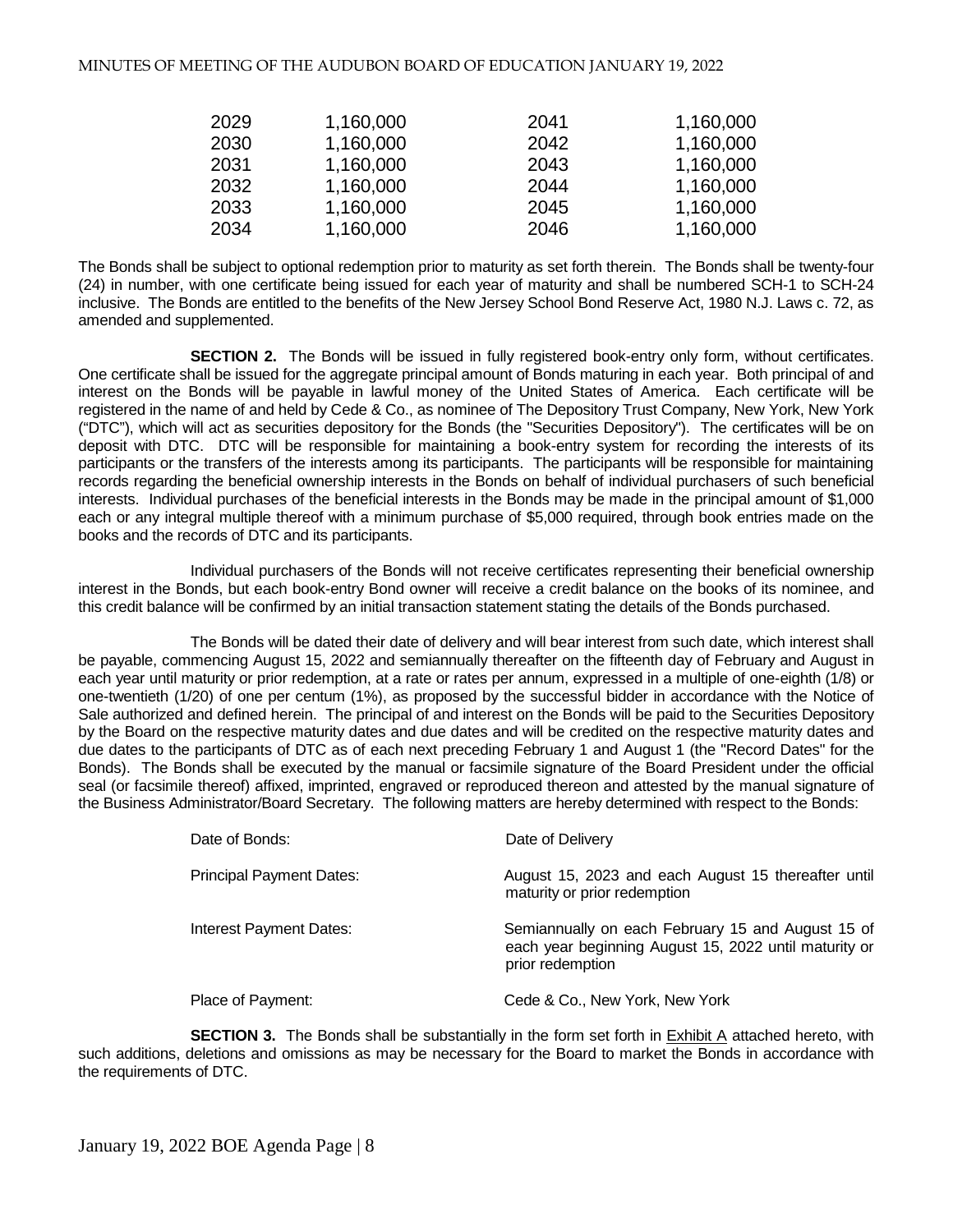| | | | |
|---|---|---|---|
| 2029 | 1,160,000 | 2041 | 1,160,000 |
| 2030 | 1,160,000 | 2042 | 1,160,000 |
| 2031 | 1,160,000 | 2043 | 1,160,000 |
| 2032 | 1,160,000 | 2044 | 1,160,000 |
| 2033 | 1,160,000 | 2045 | 1,160,000 |
| 2034 | 1,160,000 | 2046 | 1,160,000 |

The Bonds shall be subject to optional redemption prior to maturity as set forth therein. The Bonds shall be twenty-four (24) in number, with one certificate being issued for each year of maturity and shall be numbered SCH-1 to SCH-24 inclusive. The Bonds are entitled to the benefits of the New Jersey School Bond Reserve Act, 1980 N.J. Laws c. 72, as amended and supplemented.

**SECTION 2.** The Bonds will be issued in fully registered book-entry only form, without certificates. One certificate shall be issued for the aggregate principal amount of Bonds maturing in each year. Both principal of and interest on the Bonds will be payable in lawful money of the United States of America. Each certificate will be registered in the name of and held by Cede & Co., as nominee of The Depository Trust Company, New York, New York ("DTC"), which will act as securities depository for the Bonds (the "Securities Depository"). The certificates will be on deposit with DTC. DTC will be responsible for maintaining a book-entry system for recording the interests of its participants or the transfers of the interests among its participants. The participants will be responsible for maintaining records regarding the beneficial ownership interests in the Bonds on behalf of individual purchasers of such beneficial interests. Individual purchases of the beneficial interests in the Bonds may be made in the principal amount of $1,000 each or any integral multiple thereof with a minimum purchase of $5,000 required, through book entries made on the books and the records of DTC and its participants.

Individual purchasers of the Bonds will not receive certificates representing their beneficial ownership interest in the Bonds, but each book-entry Bond owner will receive a credit balance on the books of its nominee, and this credit balance will be confirmed by an initial transaction statement stating the details of the Bonds purchased.

The Bonds will be dated their date of delivery and will bear interest from such date, which interest shall be payable, commencing August 15, 2022 and semiannually thereafter on the fifteenth day of February and August in each year until maturity or prior redemption, at a rate or rates per annum, expressed in a multiple of one-eighth (1/8) or one-twentieth (1/20) of one per centum (1%), as proposed by the successful bidder in accordance with the Notice of Sale authorized and defined herein. The principal of and interest on the Bonds will be paid to the Securities Depository by the Board on the respective maturity dates and due dates and will be credited on the respective maturity dates and due dates to the participants of DTC as of each next preceding February 1 and August 1 (the "Record Dates" for the Bonds). The Bonds shall be executed by the manual or facsimile signature of the Board President under the official seal (or facsimile thereof) affixed, imprinted, engraved or reproduced thereon and attested by the manual signature of the Business Administrator/Board Secretary. The following matters are hereby determined with respect to the Bonds:

| | |
|---|---|
| Date of Bonds: | Date of Delivery |
| Principal Payment Dates: | August 15, 2023 and each August 15 thereafter until maturity or prior redemption |
| Interest Payment Dates: | Semiannually on each February 15 and August 15 of each year beginning August 15, 2022 until maturity or prior redemption |
| Place of Payment: | Cede & Co., New York, New York |

**SECTION 3.** The Bonds shall be substantially in the form set forth in Exhibit A attached hereto, with such additions, deletions and omissions as may be necessary for the Board to market the Bonds in accordance with the requirements of DTC.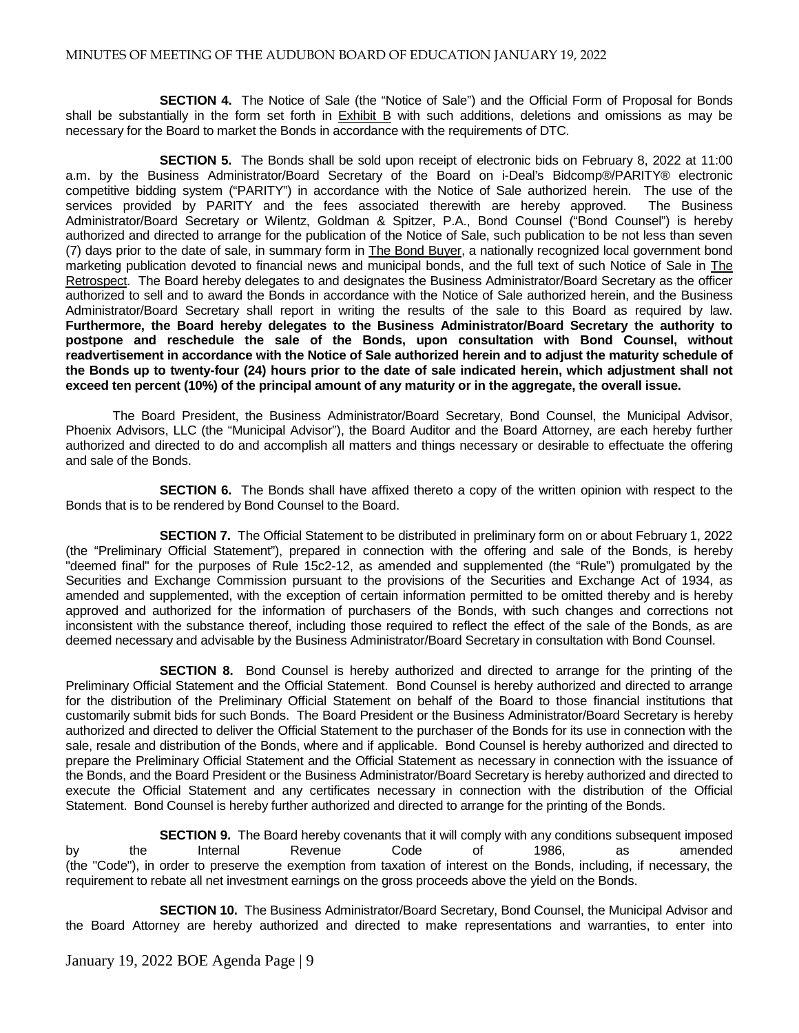**SECTION 4.** The Notice of Sale (the "Notice of Sale") and the Official Form of Proposal for Bonds shall be substantially in the form set forth in Exhibit B with such additions, deletions and omissions as may be necessary for the Board to market the Bonds in accordance with the requirements of DTC.

**SECTION 5.** The Bonds shall be sold upon receipt of electronic bids on February 8, 2022 at 11:00 a.m. by the Business Administrator/Board Secretary of the Board on i-Deal's Bidcomp®/PARITY® electronic competitive bidding system ("PARITY") in accordance with the Notice of Sale authorized herein. The use of the services provided by PARITY and the fees associated therewith are hereby approved. The Business Administrator/Board Secretary or Wilentz, Goldman & Spitzer, P.A., Bond Counsel ("Bond Counsel") is hereby authorized and directed to arrange for the publication of the Notice of Sale, such publication to be not less than seven (7) days prior to the date of sale, in summary form in The Bond Buyer, a nationally recognized local government bond marketing publication devoted to financial news and municipal bonds, and the full text of such Notice of Sale in The Retrospect. The Board hereby delegates to and designates the Business Administrator/Board Secretary as the officer authorized to sell and to award the Bonds in accordance with the Notice of Sale authorized herein, and the Business Administrator/Board Secretary shall report in writing the results of the sale to this Board as required by law. **Furthermore, the Board hereby delegates to the Business Administrator/Board Secretary the authority to postpone and reschedule the sale of the Bonds, upon consultation with Bond Counsel, without readvertisement in accordance with the Notice of Sale authorized herein and to adjust the maturity schedule of the Bonds up to twenty-four (24) hours prior to the date of sale indicated herein, which adjustment shall not exceed ten percent (10%) of the principal amount of any maturity or in the aggregate, the overall issue.**

The Board President, the Business Administrator/Board Secretary, Bond Counsel, the Municipal Advisor, Phoenix Advisors, LLC (the "Municipal Advisor"), the Board Auditor and the Board Attorney, are each hereby further authorized and directed to do and accomplish all matters and things necessary or desirable to effectuate the offering and sale of the Bonds.

**SECTION 6.** The Bonds shall have affixed thereto a copy of the written opinion with respect to the Bonds that is to be rendered by Bond Counsel to the Board.

**SECTION 7.** The Official Statement to be distributed in preliminary form on or about February 1, 2022 (the "Preliminary Official Statement"), prepared in connection with the offering and sale of the Bonds, is hereby "deemed final" for the purposes of Rule 15c2-12, as amended and supplemented (the "Rule") promulgated by the Securities and Exchange Commission pursuant to the provisions of the Securities and Exchange Act of 1934, as amended and supplemented, with the exception of certain information permitted to be omitted thereby and is hereby approved and authorized for the information of purchasers of the Bonds, with such changes and corrections not inconsistent with the substance thereof, including those required to reflect the effect of the sale of the Bonds, as are deemed necessary and advisable by the Business Administrator/Board Secretary in consultation with Bond Counsel.

**SECTION 8.** Bond Counsel is hereby authorized and directed to arrange for the printing of the Preliminary Official Statement and the Official Statement. Bond Counsel is hereby authorized and directed to arrange for the distribution of the Preliminary Official Statement on behalf of the Board to those financial institutions that customarily submit bids for such Bonds. The Board President or the Business Administrator/Board Secretary is hereby authorized and directed to deliver the Official Statement to the purchaser of the Bonds for its use in connection with the sale, resale and distribution of the Bonds, where and if applicable. Bond Counsel is hereby authorized and directed to prepare the Preliminary Official Statement and the Official Statement as necessary in connection with the issuance of the Bonds, and the Board President or the Business Administrator/Board Secretary is hereby authorized and directed to execute the Official Statement and any certificates necessary in connection with the distribution of the Official Statement. Bond Counsel is hereby further authorized and directed to arrange for the printing of the Bonds.

**SECTION 9.** The Board hereby covenants that it will comply with any conditions subsequent imposed by the Internal Revenue Code of 1986, as amended (the "Code"), in order to preserve the exemption from taxation of interest on the Bonds, including, if necessary, the requirement to rebate all net investment earnings on the gross proceeds above the yield on the Bonds.

**SECTION 10.** The Business Administrator/Board Secretary, Bond Counsel, the Municipal Advisor and the Board Attorney are hereby authorized and directed to make representations and warranties, to enter into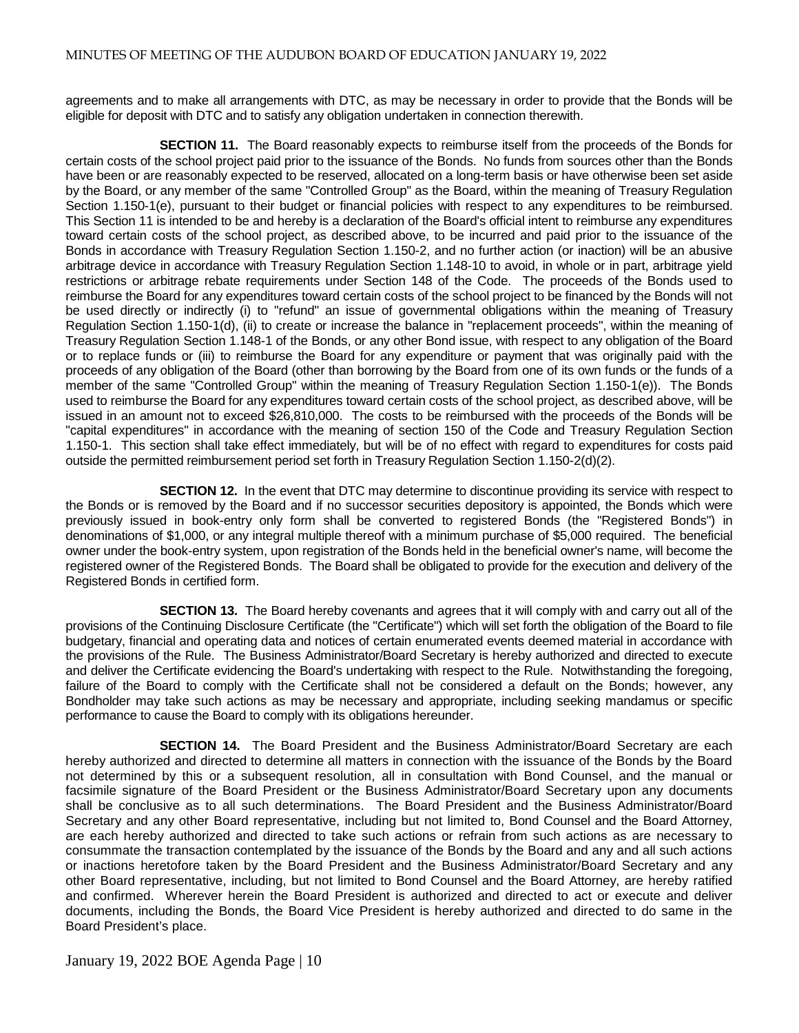agreements and to make all arrangements with DTC, as may be necessary in order to provide that the Bonds will be eligible for deposit with DTC and to satisfy any obligation undertaken in connection therewith.

**SECTION 11.** The Board reasonably expects to reimburse itself from the proceeds of the Bonds for certain costs of the school project paid prior to the issuance of the Bonds. No funds from sources other than the Bonds have been or are reasonably expected to be reserved, allocated on a long-term basis or have otherwise been set aside by the Board, or any member of the same "Controlled Group" as the Board, within the meaning of Treasury Regulation Section 1.150-1(e), pursuant to their budget or financial policies with respect to any expenditures to be reimbursed. This Section 11 is intended to be and hereby is a declaration of the Board's official intent to reimburse any expenditures toward certain costs of the school project, as described above, to be incurred and paid prior to the issuance of the Bonds in accordance with Treasury Regulation Section 1.150-2, and no further action (or inaction) will be an abusive arbitrage device in accordance with Treasury Regulation Section 1.148-10 to avoid, in whole or in part, arbitrage yield restrictions or arbitrage rebate requirements under Section 148 of the Code. The proceeds of the Bonds used to reimburse the Board for any expenditures toward certain costs of the school project to be financed by the Bonds will not be used directly or indirectly (i) to "refund" an issue of governmental obligations within the meaning of Treasury Regulation Section 1.150-1(d), (ii) to create or increase the balance in "replacement proceeds", within the meaning of Treasury Regulation Section 1.148-1 of the Bonds, or any other Bond issue, with respect to any obligation of the Board or to replace funds or (iii) to reimburse the Board for any expenditure or payment that was originally paid with the proceeds of any obligation of the Board (other than borrowing by the Board from one of its own funds or the funds of a member of the same "Controlled Group" within the meaning of Treasury Regulation Section 1.150-1(e)). The Bonds used to reimburse the Board for any expenditures toward certain costs of the school project, as described above, will be issued in an amount not to exceed $26,810,000. The costs to be reimbursed with the proceeds of the Bonds will be "capital expenditures" in accordance with the meaning of section 150 of the Code and Treasury Regulation Section 1.150-1. This section shall take effect immediately, but will be of no effect with regard to expenditures for costs paid outside the permitted reimbursement period set forth in Treasury Regulation Section 1.150-2(d)(2).

**SECTION 12.** In the event that DTC may determine to discontinue providing its service with respect to the Bonds or is removed by the Board and if no successor securities depository is appointed, the Bonds which were previously issued in book-entry only form shall be converted to registered Bonds (the "Registered Bonds") in denominations of $1,000, or any integral multiple thereof with a minimum purchase of $5,000 required. The beneficial owner under the book-entry system, upon registration of the Bonds held in the beneficial owner's name, will become the registered owner of the Registered Bonds. The Board shall be obligated to provide for the execution and delivery of the Registered Bonds in certified form.

**SECTION 13.** The Board hereby covenants and agrees that it will comply with and carry out all of the provisions of the Continuing Disclosure Certificate (the "Certificate") which will set forth the obligation of the Board to file budgetary, financial and operating data and notices of certain enumerated events deemed material in accordance with the provisions of the Rule. The Business Administrator/Board Secretary is hereby authorized and directed to execute and deliver the Certificate evidencing the Board's undertaking with respect to the Rule. Notwithstanding the foregoing, failure of the Board to comply with the Certificate shall not be considered a default on the Bonds; however, any Bondholder may take such actions as may be necessary and appropriate, including seeking mandamus or specific performance to cause the Board to comply with its obligations hereunder.

**SECTION 14.** The Board President and the Business Administrator/Board Secretary are each hereby authorized and directed to determine all matters in connection with the issuance of the Bonds by the Board not determined by this or a subsequent resolution, all in consultation with Bond Counsel, and the manual or facsimile signature of the Board President or the Business Administrator/Board Secretary upon any documents shall be conclusive as to all such determinations. The Board President and the Business Administrator/Board Secretary and any other Board representative, including but not limited to, Bond Counsel and the Board Attorney, are each hereby authorized and directed to take such actions or refrain from such actions as are necessary to consummate the transaction contemplated by the issuance of the Bonds by the Board and any and all such actions or inactions heretofore taken by the Board President and the Business Administrator/Board Secretary and any other Board representative, including, but not limited to Bond Counsel and the Board Attorney, are hereby ratified and confirmed. Wherever herein the Board President is authorized and directed to act or execute and deliver documents, including the Bonds, the Board Vice President is hereby authorized and directed to do same in the Board President's place.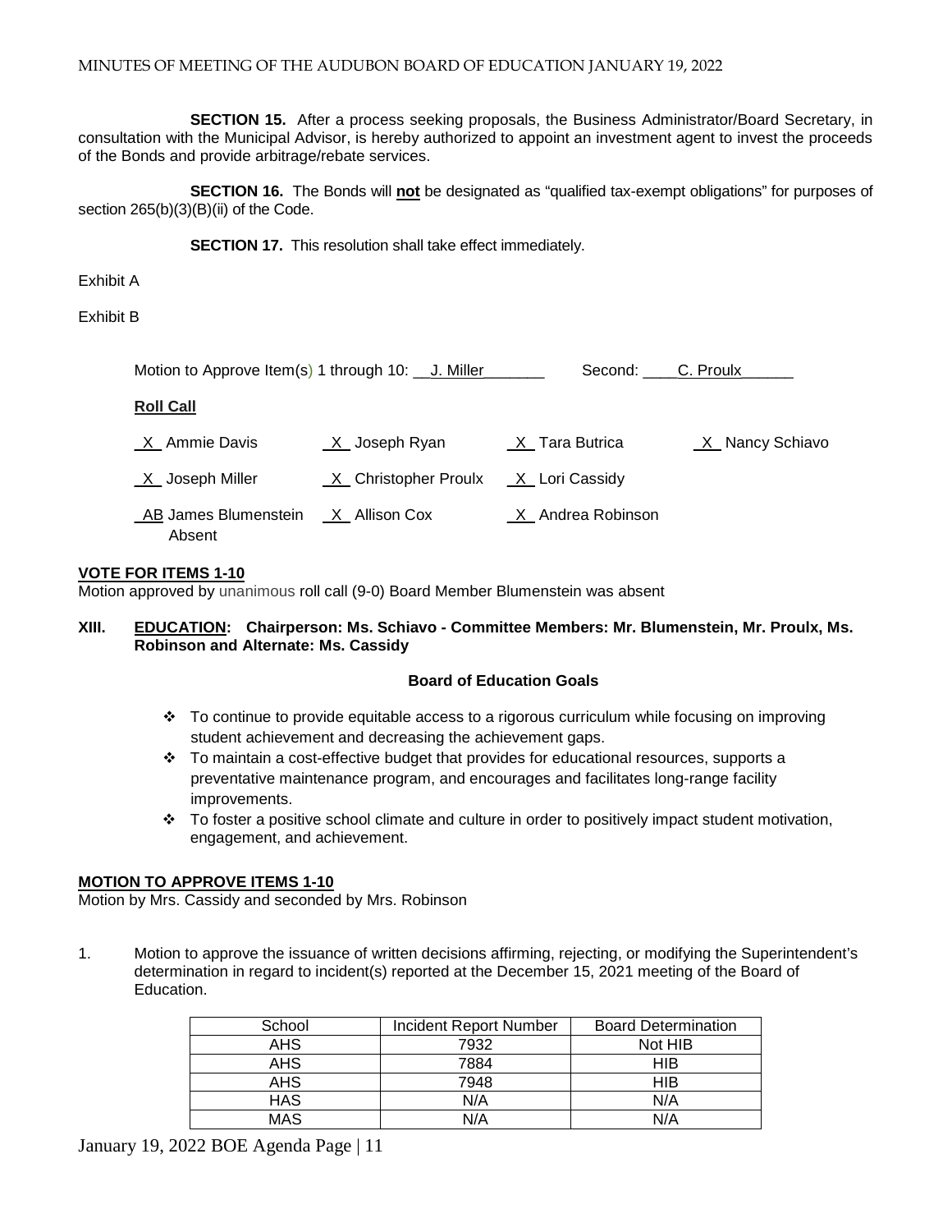**SECTION 15.** After a process seeking proposals, the Business Administrator/Board Secretary, in consultation with the Municipal Advisor, is hereby authorized to appoint an investment agent to invest the proceeds of the Bonds and provide arbitrage/rebate services.

**SECTION 16.** The Bonds will **not** be designated as "qualified tax-exempt obligations" for purposes of section 265(b)(3)(B)(ii) of the Code.

**SECTION 17.** This resolution shall take effect immediately.

Exhibit A

Exhibit B

Motion to Approve Item(s) 1 through 10: __J. Miller_______ Second: ____C. Proulx______

**Roll Call**

_X_ Ammie Davis _X_ Joseph Ryan _X_ Tara Butrica _X_ Nancy Schiavo

_X_ Joseph Miller _X_ Christopher Proulx _X_ Lori Cassidy

_AB_ James Blumenstein Absent _X_ Allison Cox _X_ Andrea Robinson

**VOTE FOR ITEMS 1-10**
Motion approved by unanimous roll call (9-0) Board Member Blumenstein was absent

**XIII. EDUCATION: Chairperson: Ms. Schiavo - Committee Members: Mr. Blumenstein, Mr. Proulx, Ms. Robinson and Alternate: Ms. Cassidy**

**Board of Education Goals**

- To continue to provide equitable access to a rigorous curriculum while focusing on improving student achievement and decreasing the achievement gaps.
- To maintain a cost-effective budget that provides for educational resources, supports a preventative maintenance program, and encourages and facilitates long-range facility improvements.
- To foster a positive school climate and culture in order to positively impact student motivation, engagement, and achievement.

**MOTION TO APPROVE ITEMS 1-10**
Motion by Mrs. Cassidy and seconded by Mrs. Robinson

1. Motion to approve the issuance of written decisions affirming, rejecting, or modifying the Superintendent's determination in regard to incident(s) reported at the December 15, 2021 meeting of the Board of Education.

| School | Incident Report Number | Board Determination |
|---|---|---|
| AHS | 7932 | Not HIB |
| AHS | 7884 | HIB |
| AHS | 7948 | HIB |
| HAS | N/A | N/A |
| MAS | N/A | N/A |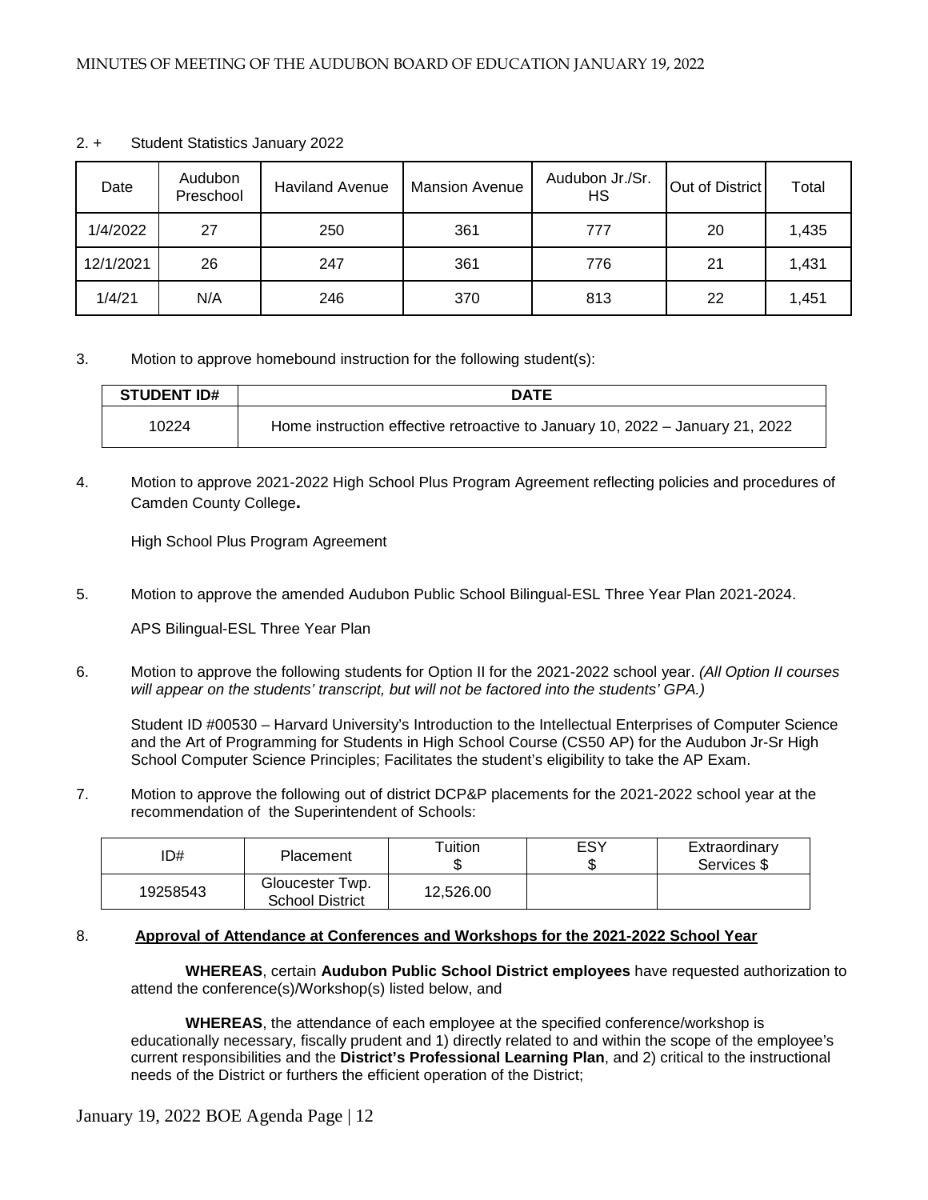2. + Student Statistics January 2022

| Date | Audubon Preschool | Haviland Avenue | Mansion Avenue | Audubon Jr./Sr. HS | Out of District | Total |
|---|---|---|---|---|---|---|
| 1/4/2022 | 27 | 250 | 361 | 777 | 20 | 1,435 |
| 12/1/2021 | 26 | 247 | 361 | 776 | 21 | 1,431 |
| 1/4/21 | N/A | 246 | 370 | 813 | 22 | 1,451 |

3. Motion to approve homebound instruction for the following student(s):

| STUDENT ID# | DATE |
|---|---|
| 10224 | Home instruction effective retroactive to January 10, 2022 – January 21, 2022 |

4. Motion to approve 2021-2022 High School Plus Program Agreement reflecting policies and procedures of Camden County College**.**

   High School Plus Program Agreement

5. Motion to approve the amended Audubon Public School Bilingual-ESL Three Year Plan 2021-2024.

   APS Bilingual-ESL Three Year Plan

6. Motion to approve the following students for Option II for the 2021-2022 school year. *(All Option II courses will appear on the students' transcript, but will not be factored into the students' GPA.)*

   Student ID #00530 – Harvard University's Introduction to the Intellectual Enterprises of Computer Science and the Art of Programming for Students in High School Course (CS50 AP) for the Audubon Jr-Sr High School Computer Science Principles; Facilitates the student's eligibility to take the AP Exam.

7. Motion to approve the following out of district DCP&P placements for the 2021-2022 school year at the recommendation of the Superintendent of Schools:

| ID# | Placement | Tuition $ | ESY $ | Extraordinary Services $ |
|---|---|---|---|---|
| 19258543 | Gloucester Twp. School District | 12,526.00 | | |

8. **Approval of Attendance at Conferences and Workshops for the 2021-2022 School Year**

   **WHEREAS**, certain **Audubon Public School District employees** have requested authorization to attend the conference(s)/Workshop(s) listed below, and

   **WHEREAS**, the attendance of each employee at the specified conference/workshop is educationally necessary, fiscally prudent and 1) directly related to and within the scope of the employee's current responsibilities and the **District's Professional Learning Plan**, and 2) critical to the instructional needs of the District or furthers the efficient operation of the District;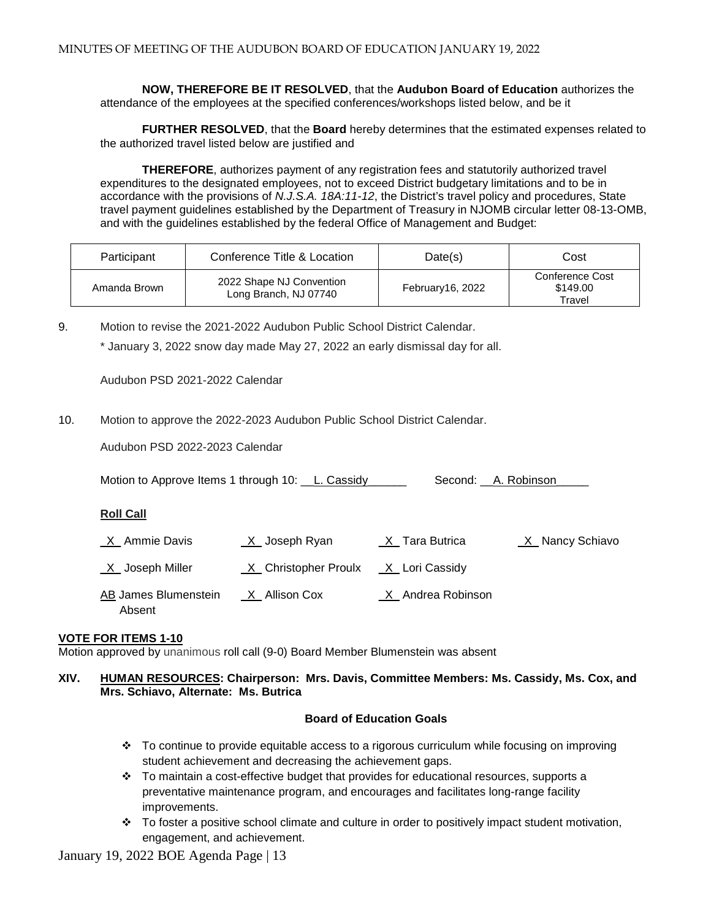**NOW, THEREFORE BE IT RESOLVED**, that the **Audubon Board of Education** authorizes the attendance of the employees at the specified conferences/workshops listed below, and be it

**FURTHER RESOLVED**, that the **Board** hereby determines that the estimated expenses related to the authorized travel listed below are justified and

**THEREFORE**, authorizes payment of any registration fees and statutorily authorized travel expenditures to the designated employees, not to exceed District budgetary limitations and to be in accordance with the provisions of *N.J.S.A. 18A:11-12*, the District's travel policy and procedures, State travel payment guidelines established by the Department of Treasury in NJOMB circular letter 08-13-OMB, and with the guidelines established by the federal Office of Management and Budget:

| Participant | Conference Title & Location | Date(s) | Cost |
|---|---|---|---|
| Amanda Brown | 2022 Shape NJ Convention<br>Long Branch, NJ 07740 | February16, 2022 | Conference Cost<br>$149.00<br>Travel |

9. Motion to revise the 2021-2022 Audubon Public School District Calendar.

   * January 3, 2022 snow day made May 27, 2022 an early dismissal day for all.

   Audubon PSD 2021-2022 Calendar

10. Motion to approve the 2022-2023 Audubon Public School District Calendar.

    Audubon PSD 2022-2023 Calendar

Motion to Approve Items 1 through 10: __L. Cassidy______ Second: __A. Robinson_____

**Roll Call**

_X_ Ammie Davis   _X_ Joseph Ryan   _X_ Tara Butrica   _X_ Nancy Schiavo

_X_ Joseph Miller   _X_ Christopher Proulx   _X_ Lori Cassidy

AB James Blumenstein Absent   _X_ Allison Cox   _X_ Andrea Robinson

**VOTE FOR ITEMS 1-10**

Motion approved by unanimous roll call (9-0) Board Member Blumenstein was absent

**XIV. HUMAN RESOURCES: Chairperson: Mrs. Davis, Committee Members: Ms. Cassidy, Ms. Cox, and Mrs. Schiavo, Alternate: Ms. Butrica**

**Board of Education Goals**

- To continue to provide equitable access to a rigorous curriculum while focusing on improving student achievement and decreasing the achievement gaps.
- To maintain a cost-effective budget that provides for educational resources, supports a preventative maintenance program, and encourages and facilitates long-range facility improvements.
- To foster a positive school climate and culture in order to positively impact student motivation, engagement, and achievement.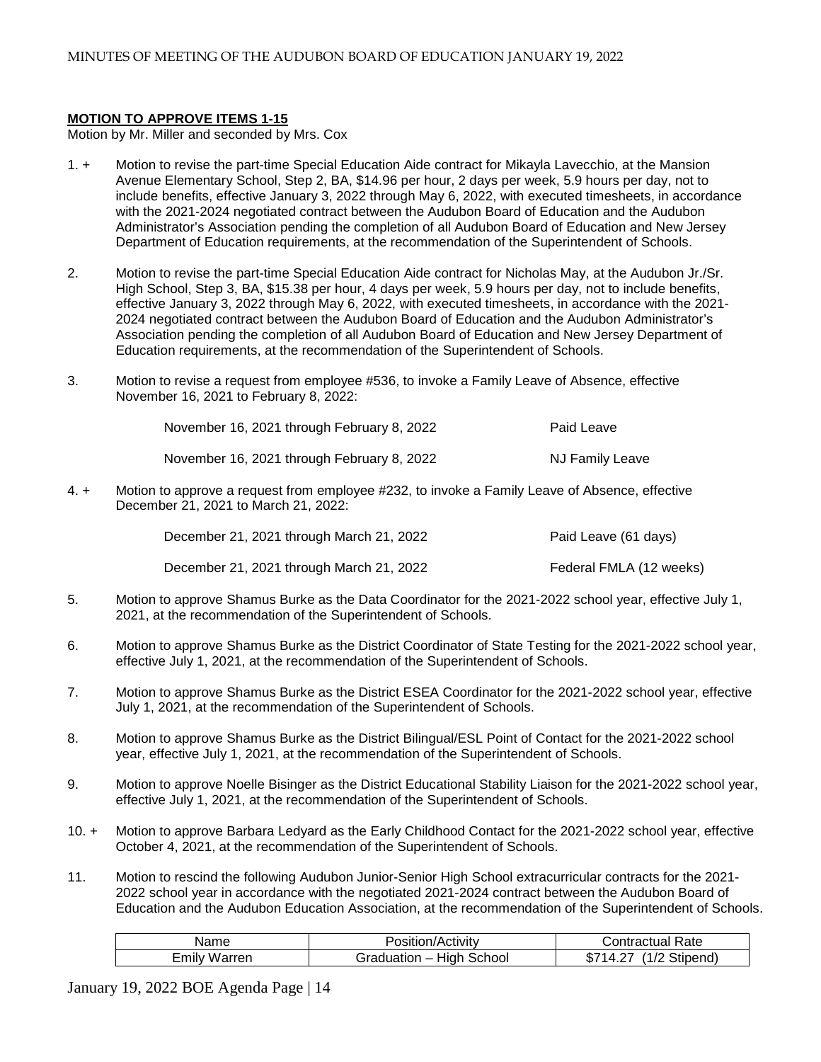**MOTION TO APPROVE ITEMS 1-15**

Motion by Mr. Miller and seconded by Mrs. Cox

1. + Motion to revise the part-time Special Education Aide contract for Mikayla Lavecchio, at the Mansion Avenue Elementary School, Step 2, BA, $14.96 per hour, 2 days per week, 5.9 hours per day, not to include benefits, effective January 3, 2022 through May 6, 2022, with executed timesheets, in accordance with the 2021-2024 negotiated contract between the Audubon Board of Education and the Audubon Administrator's Association pending the completion of all Audubon Board of Education and New Jersey Department of Education requirements, at the recommendation of the Superintendent of Schools.

2. Motion to revise the part-time Special Education Aide contract for Nicholas May, at the Audubon Jr./Sr. High School, Step 3, BA, $15.38 per hour, 4 days per week, 5.9 hours per day, not to include benefits, effective January 3, 2022 through May 6, 2022, with executed timesheets, in accordance with the 2021-2024 negotiated contract between the Audubon Board of Education and the Audubon Administrator's Association pending the completion of all Audubon Board of Education and New Jersey Department of Education requirements, at the recommendation of the Superintendent of Schools.

3. Motion to revise a request from employee #536, to invoke a Family Leave of Absence, effective November 16, 2021 to February 8, 2022:

   November 16, 2021 through February 8, 2022 — Paid Leave

   November 16, 2021 through February 8, 2022 — NJ Family Leave

4. + Motion to approve a request from employee #232, to invoke a Family Leave of Absence, effective December 21, 2021 to March 21, 2022:

   December 21, 2021 through March 21, 2022 — Paid Leave (61 days)

   December 21, 2021 through March 21, 2022 — Federal FMLA (12 weeks)

5. Motion to approve Shamus Burke as the Data Coordinator for the 2021-2022 school year, effective July 1, 2021, at the recommendation of the Superintendent of Schools.

6. Motion to approve Shamus Burke as the District Coordinator of State Testing for the 2021-2022 school year, effective July 1, 2021, at the recommendation of the Superintendent of Schools.

7. Motion to approve Shamus Burke as the District ESEA Coordinator for the 2021-2022 school year, effective July 1, 2021, at the recommendation of the Superintendent of Schools.

8. Motion to approve Shamus Burke as the District Bilingual/ESL Point of Contact for the 2021-2022 school year, effective July 1, 2021, at the recommendation of the Superintendent of Schools.

9. Motion to approve Noelle Bisinger as the District Educational Stability Liaison for the 2021-2022 school year, effective July 1, 2021, at the recommendation of the Superintendent of Schools.

10. + Motion to approve Barbara Ledyard as the Early Childhood Contact for the 2021-2022 school year, effective October 4, 2021, at the recommendation of the Superintendent of Schools.

11. Motion to rescind the following Audubon Junior-Senior High School extracurricular contracts for the 2021-2022 school year in accordance with the negotiated 2021-2024 contract between the Audubon Board of Education and the Audubon Education Association, at the recommendation of the Superintendent of Schools.

| Name | Position/Activity | Contractual Rate |
|---|---|---|
| Emily Warren | Graduation – High School | $714.27 (1/2 Stipend) |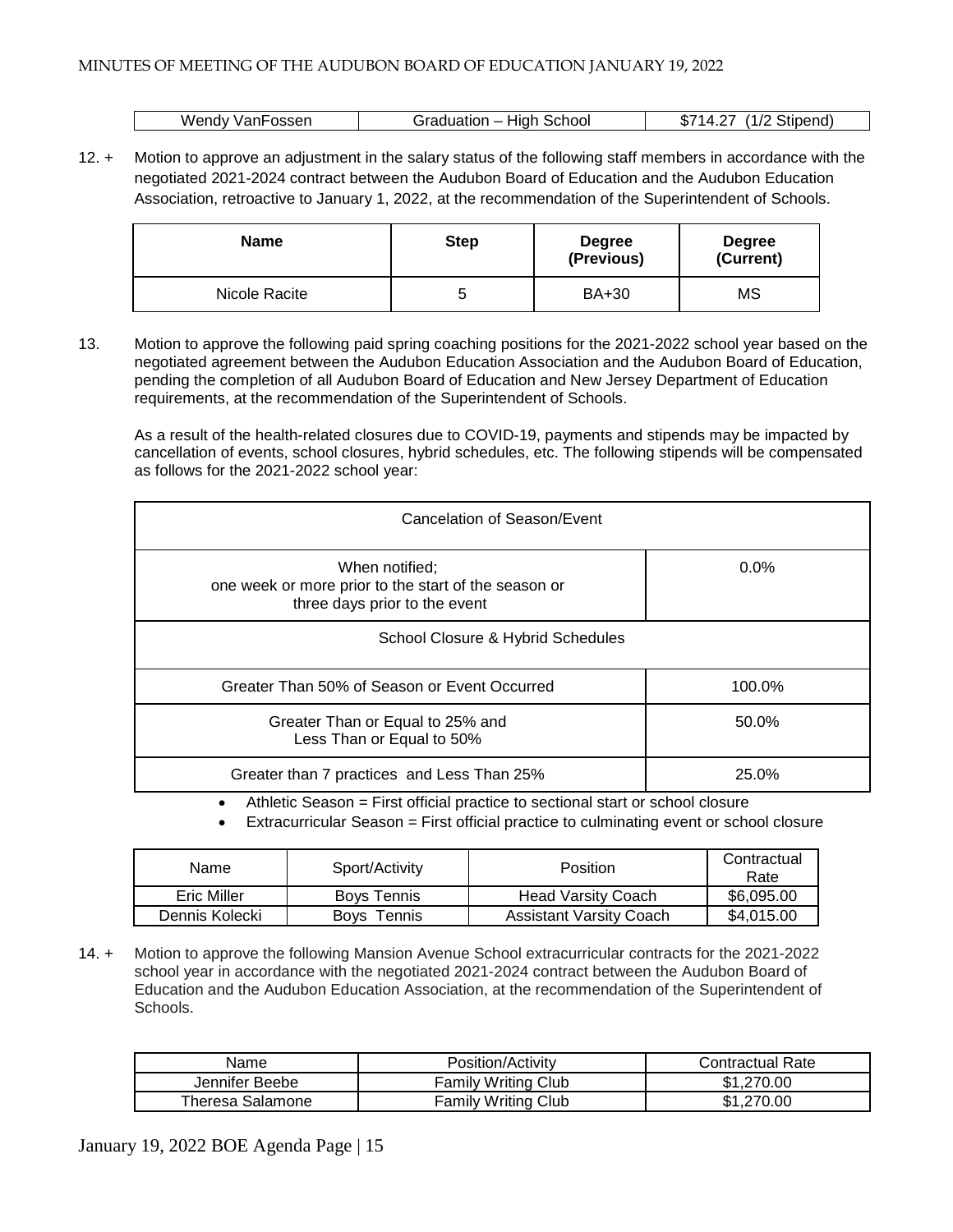| Wendy VanFossen | Graduation – High School | $714.27 (1/2 Stipend) |
|---|---|---|

12. + Motion to approve an adjustment in the salary status of the following staff members in accordance with the negotiated 2021-2024 contract between the Audubon Board of Education and the Audubon Education Association, retroactive to January 1, 2022, at the recommendation of the Superintendent of Schools.

| Name | Step | Degree (Previous) | Degree (Current) |
|---|---|---|---|
| Nicole Racite | 5 | BA+30 | MS |

13. Motion to approve the following paid spring coaching positions for the 2021-2022 school year based on the negotiated agreement between the Audubon Education Association and the Audubon Board of Education, pending the completion of all Audubon Board of Education and New Jersey Department of Education requirements, at the recommendation of the Superintendent of Schools.

    As a result of the health-related closures due to COVID-19, payments and stipends may be impacted by cancellation of events, school closures, hybrid schedules, etc. The following stipends will be compensated as follows for the 2021-2022 school year:

| Cancelation of Season/Event | |
|---|---|
| When notified; one week or more prior to the start of the season or three days prior to the event | 0.0% |
| School Closure & Hybrid Schedules | |
| Greater Than 50% of Season or Event Occurred | 100.0% |
| Greater Than or Equal to 25% and Less Than or Equal to 50% | 50.0% |
| Greater than 7 practices and Less Than 25% | 25.0% |

- Athletic Season = First official practice to sectional start or school closure
- Extracurricular Season = First official practice to culminating event or school closure

| Name | Sport/Activity | Position | Contractual Rate |
|---|---|---|---|
| Eric Miller | Boys Tennis | Head Varsity Coach | $6,095.00 |
| Dennis Kolecki | Boys Tennis | Assistant Varsity Coach | $4,015.00 |

14. + Motion to approve the following Mansion Avenue School extracurricular contracts for the 2021-2022 school year in accordance with the negotiated 2021-2024 contract between the Audubon Board of Education and the Audubon Education Association, at the recommendation of the Superintendent of Schools.

| Name | Position/Activity | Contractual Rate |
|---|---|---|
| Jennifer Beebe | Family Writing Club | $1,270.00 |
| Theresa Salamone | Family Writing Club | $1,270.00 |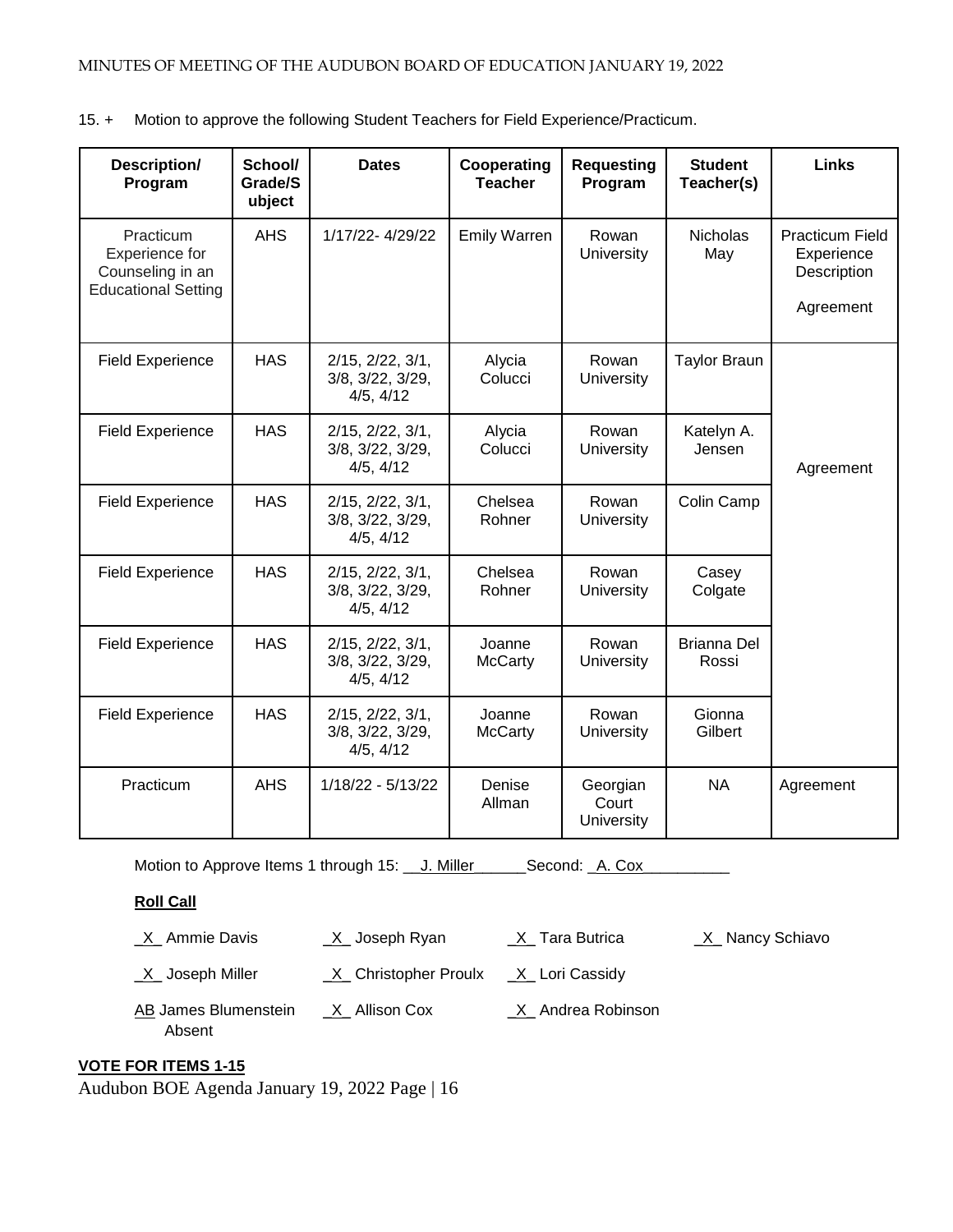15. + Motion to approve the following Student Teachers for Field Experience/Practicum.

| Description/ Program | School/ Grade/Subject | Dates | Cooperating Teacher | Requesting Program | Student Teacher(s) | Links |
|---|---|---|---|---|---|---|
| Practicum Experience for Counseling in an Educational Setting | AHS | 1/17/22- 4/29/22 | Emily Warren | Rowan University | Nicholas May | Practicum Field Experience Description Agreement |
| Field Experience | HAS | 2/15, 2/22, 3/1, 3/8, 3/22, 3/29, 4/5, 4/12 | Alycia Colucci | Rowan University | Taylor Braun | Agreement |
| Field Experience | HAS | 2/15, 2/22, 3/1, 3/8, 3/22, 3/29, 4/5, 4/12 | Alycia Colucci | Rowan University | Katelyn A. Jensen | |
| Field Experience | HAS | 2/15, 2/22, 3/1, 3/8, 3/22, 3/29, 4/5, 4/12 | Chelsea Rohner | Rowan University | Colin Camp | |
| Field Experience | HAS | 2/15, 2/22, 3/1, 3/8, 3/22, 3/29, 4/5, 4/12 | Chelsea Rohner | Rowan University | Casey Colgate | |
| Field Experience | HAS | 2/15, 2/22, 3/1, 3/8, 3/22, 3/29, 4/5, 4/12 | Joanne McCarty | Rowan University | Brianna Del Rossi | |
| Field Experience | HAS | 2/15, 2/22, 3/1, 3/8, 3/22, 3/29, 4/5, 4/12 | Joanne McCarty | Rowan University | Gionna Gilbert | |
| Practicum | AHS | 1/18/22 - 5/13/22 | Denise Allman | Georgian Court University | NA | Agreement |

Motion to Approve Items 1 through 15: __J. Miller______Second: _A. Cox__________

**Roll Call**

_X_ Ammie Davis _X_ Joseph Ryan _X_ Tara Butrica _X_ Nancy Schiavo

_X_ Joseph Miller _X_ Christopher Proulx _X_ Lori Cassidy

AB James Blumenstein Absent _X_ Allison Cox _X_ Andrea Robinson

**VOTE FOR ITEMS 1-15**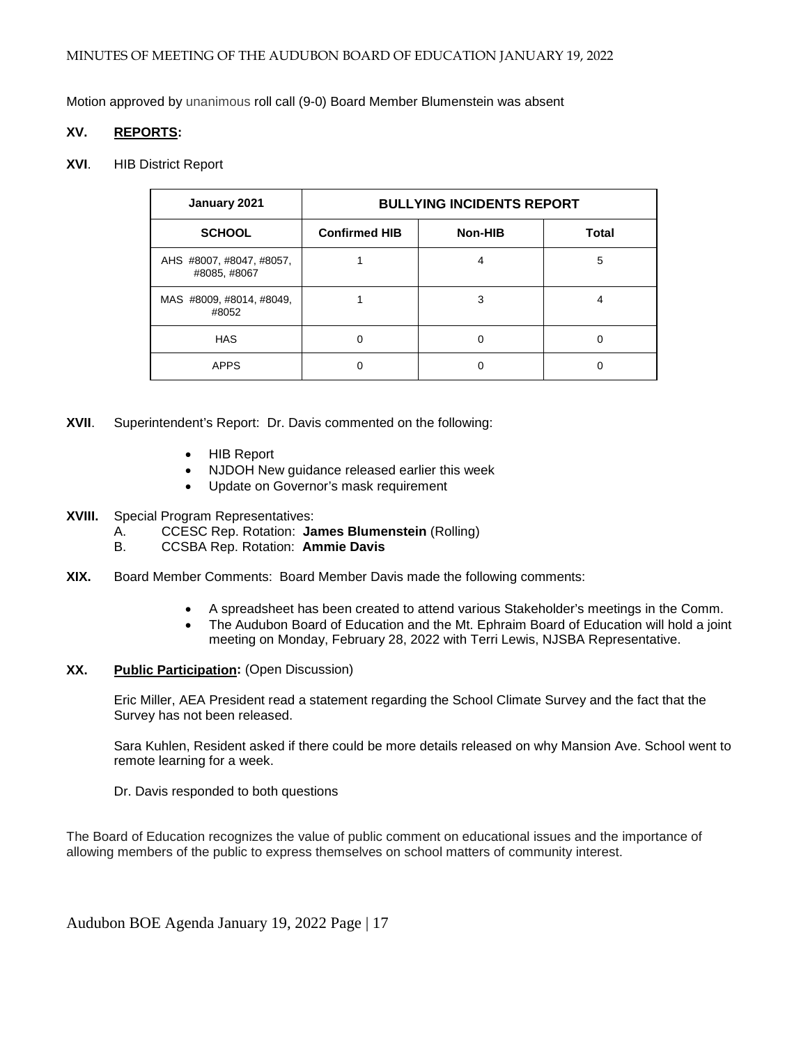Motion approved by unanimous roll call (9-0) Board Member Blumenstein was absent

**XV. REPORTS:**

**XVI**. HIB District Report

| January 2021 | BULLYING INCIDENTS REPORT | | |
|---|---|---|---|
| **SCHOOL** | **Confirmed HIB** | **Non-HIB** | **Total** |
| AHS #8007, #8047, #8057, #8085, #8067 | 1 | 4 | 5 |
| MAS #8009, #8014, #8049, #8052 | 1 | 3 | 4 |
| HAS | 0 | 0 | 0 |
| APPS | 0 | 0 | 0 |

**XVII**. Superintendent's Report: Dr. Davis commented on the following:

- HIB Report
- NJDOH New guidance released earlier this week
- Update on Governor's mask requirement

**XVIII.** Special Program Representatives:

A. CCESC Rep. Rotation: **James Blumenstein** (Rolling)

B. CCSBA Rep. Rotation: **Ammie Davis**

**XIX.** Board Member Comments: Board Member Davis made the following comments:

- A spreadsheet has been created to attend various Stakeholder's meetings in the Comm.
- The Audubon Board of Education and the Mt. Ephraim Board of Education will hold a joint meeting on Monday, February 28, 2022 with Terri Lewis, NJSBA Representative.

**XX. Public Participation:** (Open Discussion)

Eric Miller, AEA President read a statement regarding the School Climate Survey and the fact that the Survey has not been released.

Sara Kuhlen, Resident asked if there could be more details released on why Mansion Ave. School went to remote learning for a week.

Dr. Davis responded to both questions

The Board of Education recognizes the value of public comment on educational issues and the importance of allowing members of the public to express themselves on school matters of community interest.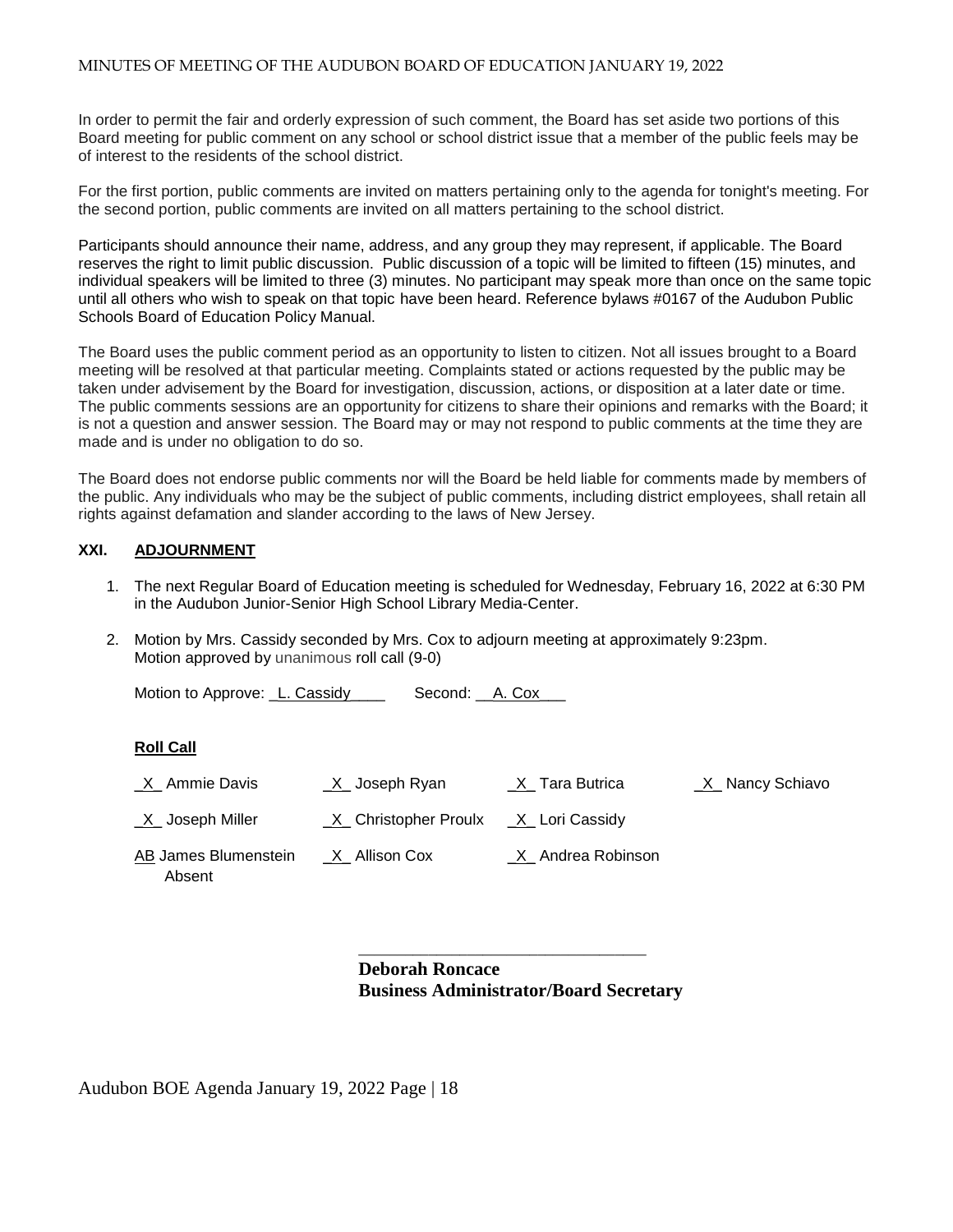In order to permit the fair and orderly expression of such comment, the Board has set aside two portions of this Board meeting for public comment on any school or school district issue that a member of the public feels may be of interest to the residents of the school district.

For the first portion, public comments are invited on matters pertaining only to the agenda for tonight's meeting. For the second portion, public comments are invited on all matters pertaining to the school district.

Participants should announce their name, address, and any group they may represent, if applicable. The Board reserves the right to limit public discussion. Public discussion of a topic will be limited to fifteen (15) minutes, and individual speakers will be limited to three (3) minutes. No participant may speak more than once on the same topic until all others who wish to speak on that topic have been heard. Reference bylaws #0167 of the Audubon Public Schools Board of Education Policy Manual.

The Board uses the public comment period as an opportunity to listen to citizen. Not all issues brought to a Board meeting will be resolved at that particular meeting. Complaints stated or actions requested by the public may be taken under advisement by the Board for investigation, discussion, actions, or disposition at a later date or time. The public comments sessions are an opportunity for citizens to share their opinions and remarks with the Board; it is not a question and answer session. The Board may or may not respond to public comments at the time they are made and is under no obligation to do so.

The Board does not endorse public comments nor will the Board be held liable for comments made by members of the public. Any individuals who may be the subject of public comments, including district employees, shall retain all rights against defamation and slander according to the laws of New Jersey.

## XXI. ADJOURNMENT

1. The next Regular Board of Education meeting is scheduled for Wednesday, February 16, 2022 at 6:30 PM in the Audubon Junior-Senior High School Library Media-Center.
2. Motion by Mrs. Cassidy seconded by Mrs. Cox to adjourn meeting at approximately 9:23pm. Motion approved by unanimous roll call (9-0)

   Motion to Approve: L. Cassidy Second: A. Cox

   **Roll Call**

   | | | | |
   |---|---|---|---|
   | X Ammie Davis | X Joseph Ryan | X Tara Butrica | X Nancy Schiavo |
   | X Joseph Miller | X Christopher Proulx | X Lori Cassidy | |
   | AB James Blumenstein Absent | X Allison Cox | X Andrea Robinson | |

_______________________________

**Deborah Roncace**
**Business Administrator/Board Secretary**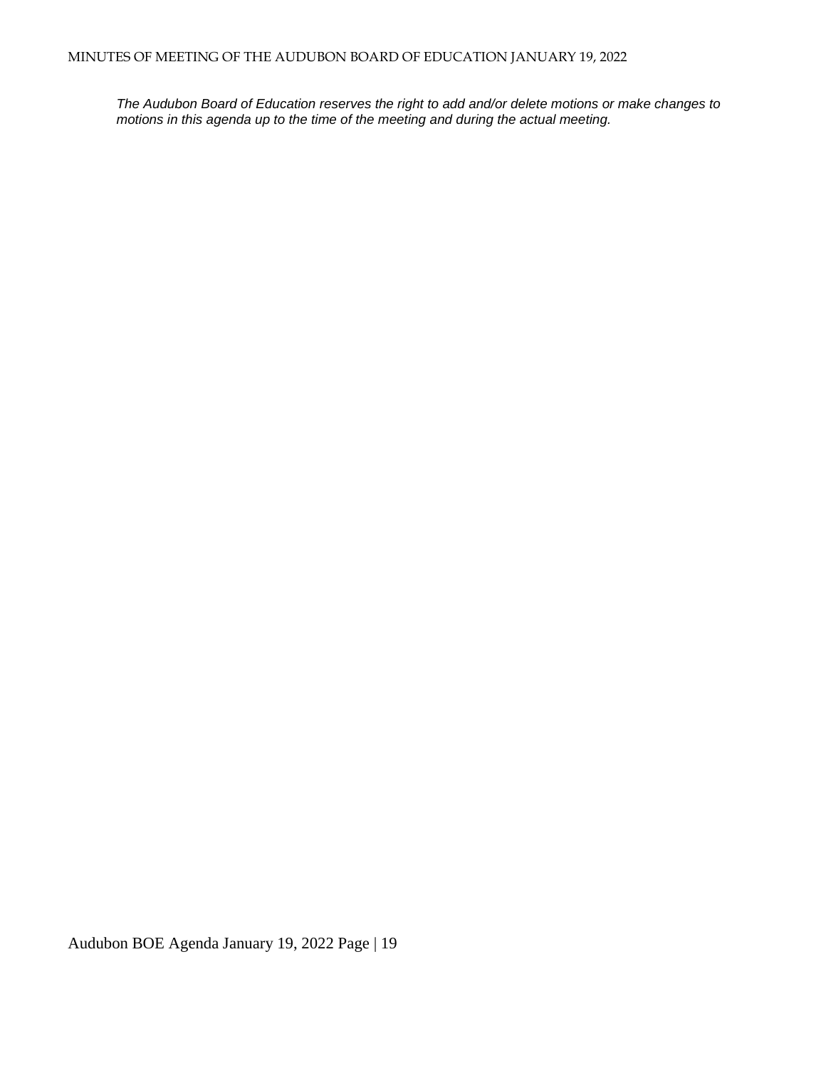*The Audubon Board of Education reserves the right to add and/or delete motions or make changes to motions in this agenda up to the time of the meeting and during the actual meeting.*